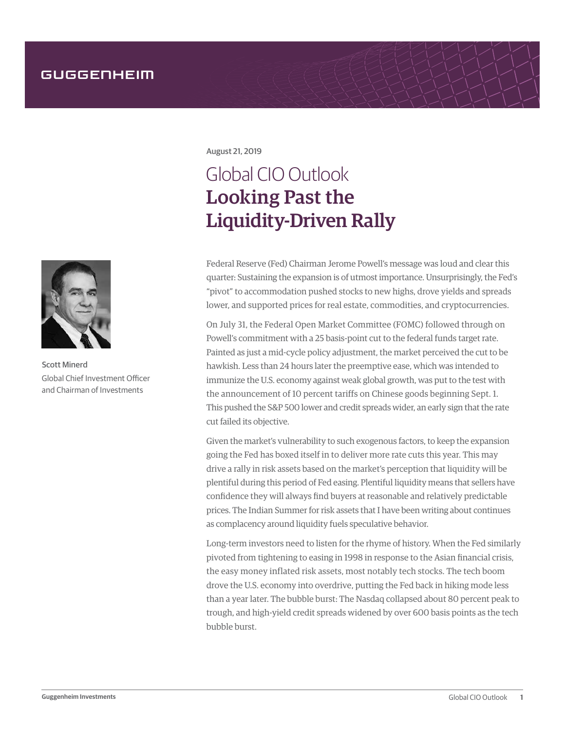GUGGENHEIM

August 21, 2019

# Global CIO Outlook
# Looking Past the Liquidity-Driven Rally

Scott Minerd
Global Chief Investment Officer and Chairman of Investments

Federal Reserve (Fed) Chairman Jerome Powell's message was loud and clear this quarter: Sustaining the expansion is of utmost importance. Unsurprisingly, the Fed's "pivot" to accommodation pushed stocks to new highs, drove yields and spreads lower, and supported prices for real estate, commodities, and cryptocurrencies.

On July 31, the Federal Open Market Committee (FOMC) followed through on Powell's commitment with a 25 basis-point cut to the federal funds target rate. Painted as just a mid-cycle policy adjustment, the market perceived the cut to be hawkish. Less than 24 hours later the preemptive ease, which was intended to immunize the U.S. economy against weak global growth, was put to the test with the announcement of 10 percent tariffs on Chinese goods beginning Sept. 1. This pushed the S&P 500 lower and credit spreads wider, an early sign that the rate cut failed its objective.

Given the market's vulnerability to such exogenous factors, to keep the expansion going the Fed has boxed itself in to deliver more rate cuts this year. This may drive a rally in risk assets based on the market's perception that liquidity will be plentiful during this period of Fed easing. Plentiful liquidity means that sellers have confidence they will always find buyers at reasonable and relatively predictable prices. The Indian Summer for risk assets that I have been writing about continues as complacency around liquidity fuels speculative behavior.

Long-term investors need to listen for the rhyme of history. When the Fed similarly pivoted from tightening to easing in 1998 in response to the Asian financial crisis, the easy money inflated risk assets, most notably tech stocks. The tech boom drove the U.S. economy into overdrive, putting the Fed back in hiking mode less than a year later. The bubble burst: The Nasdaq collapsed about 80 percent peak to trough, and high-yield credit spreads widened by over 600 basis points as the tech bubble burst.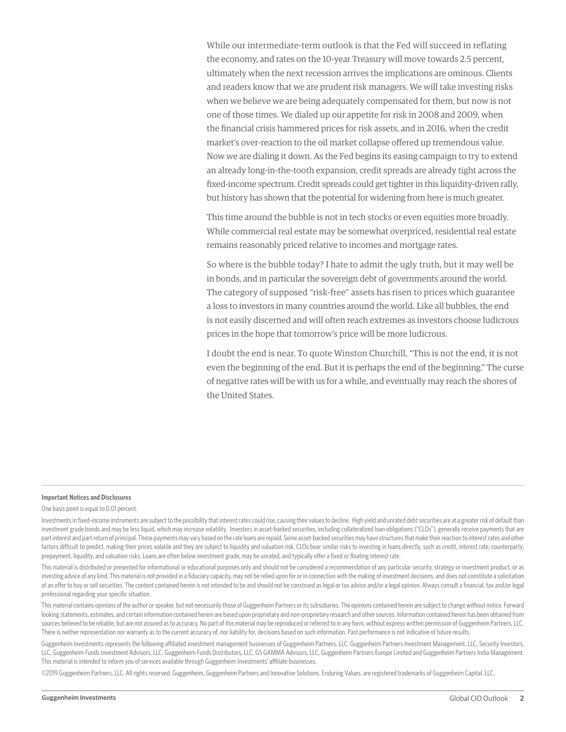While our intermediate-term outlook is that the Fed will succeed in reflating the economy, and rates on the 10-year Treasury will move towards 2.5 percent, ultimately when the next recession arrives the implications are ominous. Clients and readers know that we are prudent risk managers. We will take investing risks when we believe we are being adequately compensated for them, but now is not one of those times. We dialed up our appetite for risk in 2008 and 2009, when the financial crisis hammered prices for risk assets, and in 2016, when the credit market's over-reaction to the oil market collapse offered up tremendous value. Now we are dialing it down. As the Fed begins its easing campaign to try to extend an already long-in-the-tooth expansion, credit spreads are already tight across the fixed-income spectrum. Credit spreads could get tighter in this liquidity-driven rally, but history has shown that the potential for widening from here is much greater.

This time around the bubble is not in tech stocks or even equities more broadly. While commercial real estate may be somewhat overpriced, residential real estate remains reasonably priced relative to incomes and mortgage rates.

So where is the bubble today? I hate to admit the ugly truth, but it may well be in bonds, and in particular the sovereign debt of governments around the world. The category of supposed "risk-free" assets has risen to prices which guarantee a loss to investors in many countries around the world. Like all bubbles, the end is not easily discerned and will often reach extremes as investors choose ludicrous prices in the hope that tomorrow's price will be more ludicrous.

I doubt the end is near. To quote Winston Churchill, "This is not the end, it is not even the beginning of the end. But it is perhaps the end of the beginning." The curse of negative rates will be with us for a while, and eventually may reach the shores of the United States.

---

**Important Notices and Disclosures**

One basis point is equal to 0.01 percent.

Investments in fixed-income instruments are subject to the possibility that interest rates could rise, causing their values to decline. High yield and unrated debt securities are at a greater risk of default than investment grade bonds and may be less liquid, which may increase volatility. Investors in asset-backed securities, including collateralized loan obligations ("CLOs"), generally receive payments that are part interest and part return of principal. These payments may vary based on the rate loans are repaid. Some asset-backed securities may have structures that make their reaction to interest rates and other factors difficult to predict, making their prices volatile and they are subject to liquidity and valuation risk. CLOs bear similar risks to investing in loans directly, such as credit, interest rate, counterparty, prepayment, liquidity, and valuation risks. Loans are often below investment grade, may be unrated, and typically offer a fixed or floating interest rate.

This material is distributed or presented for informational or educational purposes only and should not be considered a recommendation of any particular security, strategy or investment product, or as investing advice of any kind. This material is not provided in a fiduciary capacity, may not be relied upon for or in connection with the making of investment decisions, and does not constitute a solicitation of an offer to buy or sell securities. The content contained herein is not intended to be and should not be construed as legal or tax advice and/or a legal opinion. Always consult a financial, tax and/or legal professional regarding your specific situation.

This material contains opinions of the author or speaker, but not necessarily those of Guggenheim Partners or its subsidiaries. The opinions contained herein are subject to change without notice. Forward looking statements, estimates, and certain information contained herein are based upon proprietary and non-proprietary research and other sources. Information contained herein has been obtained from sources believed to be reliable, but are not assured as to accuracy. No part of this material may be reproduced or referred to in any form, without express written permission of Guggenheim Partners, LLC. There is neither representation nor warranty as to the current accuracy of, nor liability for, decisions based on such information. Past performance is not indicative of future results.

Guggenheim Investments represents the following affiliated investment management businesses of Guggenheim Partners, LLC: Guggenheim Partners Investment Management, LLC, Security Investors, LLC, Guggenheim Funds Investment Advisors, LLC, Guggenheim Funds Distributors, LLC, GS GAMMA Advisors, LLC, Guggenheim Partners Europe Limited and Guggenheim Partners India Management. This material is intended to inform you of services available through Guggenheim Investments' affiliate businesses.

©2019 Guggenheim Partners, LLC. All rights reserved. Guggenheim, Guggenheim Partners and Innovative Solutions. Enduring Values. are registered trademarks of Guggenheim Capital, LLC.